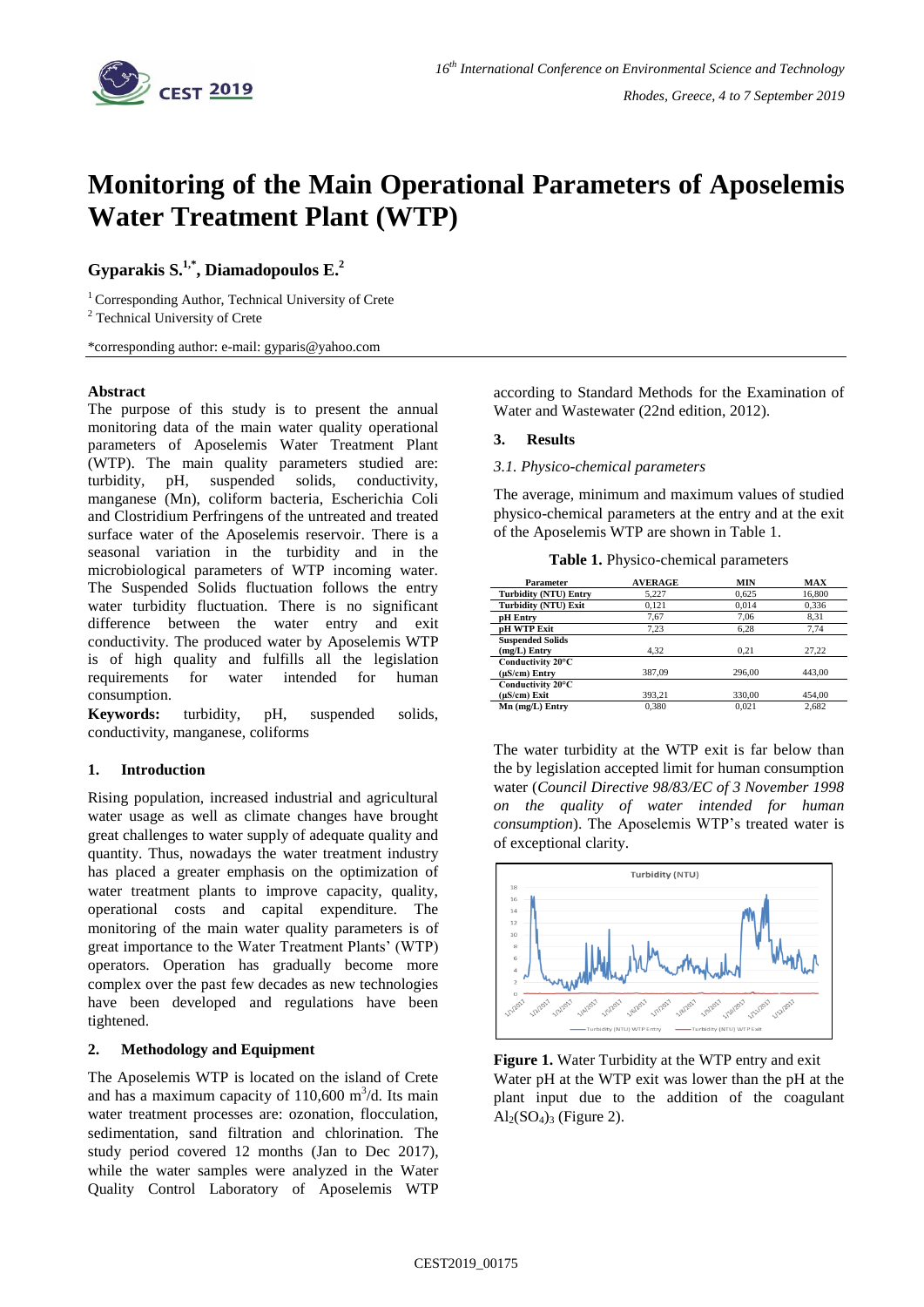# Monitoring of the Main Operational Parameters of Aposelemis Water Treatment Plant (WTP)

**Gyparakis S.[1,*], Diamadopoulos E.[2]**

[1] Corresponding Author, Technical University of Crete
[2] Technical University of Crete

*corresponding author: e-mail: gyparis@yahoo.com

**Abstract**

The purpose of this study is to present the annual monitoring data of the main water quality operational parameters of Aposelemis Water Treatment Plant (WTP). The main quality parameters studied are: turbidity, pH, suspended solids, conductivity, manganese (Mn), coliform bacteria, Escherichia Coli and Clostridium Perfringens of the untreated and treated surface water of the Aposelemis reservoir. There is a seasonal variation in the turbidity and in the microbiological parameters of WTP incoming water. The Suspended Solids fluctuation follows the entry water turbidity fluctuation. There is no significant difference between the water entry and exit conductivity. The produced water by Aposelemis WTP is of high quality and fulfills all the legislation requirements for water intended for human consumption.

**Keywords:** turbidity, pH, suspended solids, conductivity, manganese, coliforms

## 1. Introduction

Rising population, increased industrial and agricultural water usage as well as climate changes have brought great challenges to water supply of adequate quality and quantity. Thus, nowadays the water treatment industry has placed a greater emphasis on the optimization of water treatment plants to improve capacity, quality, operational costs and capital expenditure. The monitoring of the main water quality parameters is of great importance to the Water Treatment Plants' (WTP) operators. Operation has gradually become more complex over the past few decades as new technologies have been developed and regulations have been tightened.

## 2. Methodology and Equipment

The Aposelemis WTP is located on the island of Crete and has a maximum capacity of 110,600 $m^3$/d. Its main water treatment processes are: ozonation, flocculation, sedimentation, sand filtration and chlorination. The study period covered 12 months (Jan to Dec 2017), while the water samples were analyzed in the Water Quality Control Laboratory of Aposelemis WTP according to Standard Methods for the Examination of Water and Wastewater (22nd edition, 2012).

## 3. Results

### 3.1. Physico-chemical parameters

The average, minimum and maximum values of studied physico-chemical parameters at the entry and at the exit of the Aposelemis WTP are shown in Table 1.

**Table 1.** Physico-chemical parameters

| Parameter | AVERAGE | MIN | MAX |
|---|---|---|---|
| Turbidity (NTU) Entry | 5,227 | 0,625 | 16,800 |
| Turbidity (NTU) Exit | 0,121 | 0,014 | 0,336 |
| pH Entry | 7,67 | 7,06 | 8,31 |
| pH WTP Exit | 7,23 | 6,28 | 7,74 |
| Suspended Solids (mg/L) Entry | 4,32 | 0,21 | 27,22 |
| Conductivity 20°C (μS/cm) Entry | 387,09 | 296,00 | 443,00 |
| Conductivity 20°C (μS/cm) Exit | 393,21 | 330,00 | 454,00 |
| Mn (mg/L) Entry | 0,380 | 0,021 | 2,682 |

The water turbidity at the WTP exit is far below than the by legislation accepted limit for human consumption water (*Council Directive 98/83/EC of 3 November 1998 on the quality of water intended for human consumption*). The Aposelemis WTP's treated water is of exceptional clarity.

**Figure 1.** Water Turbidity at the WTP entry and exit

Water pH at the WTP exit was lower than the pH at the plant input due to the addition of the coagulant $Al_2(SO_4)_3$ (Figure 2).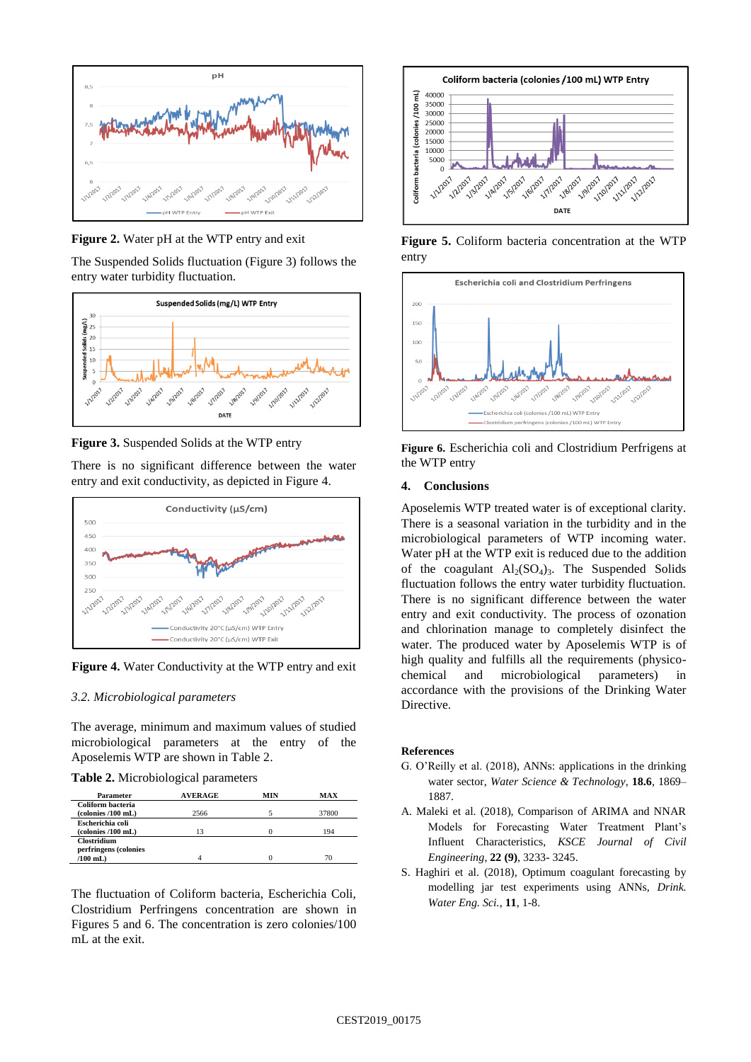pH

8,5

8

7,5

7

6,5

6

1/1/2017 1/2/2017 1/3/2017 1/4/2017 1/5/2017 1/6/2017 1/7/2017 1/8/2017 1/9/2017 1/10/2017 1/11/2017 1/12/2017

pH WTP Entry — pH WTP Exit

**Figure 2.** Water pH at the WTP entry and exit

The Suspended Solids fluctuation (Figure 3) follows the entry water turbidity fluctuation.

Suspended Solids (mg/L) WTP Entry

Suspended Solids (mg/L)

30 25 20 15 10 5 0

1/1/2017 1/2/2017 1/3/2017 1/4/2017 1/5/2017 1/6/2017 1/7/2017 1/8/2017 1/9/2017 1/10/2017 1/11/2017 1/12/2017

DATE

**Figure 3.** Suspended Solids at the WTP entry

There is no significant difference between the water entry and exit conductivity, as depicted in Figure 4.

Conductivity (μS/cm)

500 450 400 350 300 250

1/1/2017 1/2/2017 1/3/2017 1/4/2017 1/5/2017 1/6/2017 1/7/2017 1/8/2017 1/9/2017 1/10/2017 1/11/2017 1/12/2017

Conductivity 20°C (μS/cm) WTP Entry

Conductivity 20°C (μS/cm) WTP Exit

**Figure 4.** Water Conductivity at the WTP entry and exit

### *3.2. Microbiological parameters*

The average, minimum and maximum values of studied microbiological parameters at the entry of the Aposelemis WTP are shown in Table 2.

**Table 2.** Microbiological parameters

| Parameter | AVERAGE | MIN | MAX |
|---|---|---|---|
| **Coliform bacteria (colonies /100 mL)** | 2566 | 5 | 37800 |
| **Escherichia coli (colonies /100 mL)** | 13 | 0 | 194 |
| **Clostridium perfringens (colonies /100 mL)** | 4 | 0 | 70 |

The fluctuation of Coliform bacteria, Escherichia Coli, Clostridium Perfringens concentration are shown in Figures 5 and 6. The concentration is zero colonies/100 mL at the exit.

Coliform bacteria (colonies /100 mL) WTP Entry

Coliform bacteria (colonies /100 mL)

40000 35000 30000 25000 20000 15000 10000 5000 0

1/1/2017 1/2/2017 1/3/2017 1/4/2017 1/5/2017 1/6/2017 1/7/2017 1/8/2017 1/9/2017 1/10/2017 1/11/2017 1/12/2017

DATE

**Figure 5.** Coliform bacteria concentration at the WTP entry

Escherichia coli and Clostridium Perfringens

200 150 100 50 0

1/1/2017 1/2/2017 1/3/2017 1/4/2017 1/5/2017 1/6/2017 1/7/2017 1/8/2017 1/9/2017 1/10/2017 1/11/2017 1/12/2017

Escherichia coli (colonies /100 mL) WTP Entry

Clostridium perfringens (colonies /100 mL) WTP Entry

**Figure 6.** Escherichia coli and Clostridium Perfringens at the WTP entry

## 4. Conclusions

Aposelemis WTP treated water is of exceptional clarity. There is a seasonal variation in the turbidity and in the microbiological parameters of WTP incoming water. Water pH at the WTP exit is reduced due to the addition of the coagulant $Al_2(SO_4)_3$. The Suspended Solids fluctuation follows the entry water turbidity fluctuation. There is no significant difference between the water entry and exit conductivity. The process of ozonation and chlorination manage to completely disinfect the water. The produced water by Aposelemis WTP is of high quality and fulfills all the requirements (physico-chemical and microbiological parameters) in accordance with the provisions of the Drinking Water Directive.

### References

G. O'Reilly et al. (2018), ANNs: applications in the drinking water sector, *Water Science & Technology*, **18.6**, 1869–1887.

A. Maleki et al. (2018), Comparison of ARIMA and NNAR Models for Forecasting Water Treatment Plant's Influent Characteristics, *KSCE Journal of Civil Engineering*, **22 (9)**, 3233- 3245.

S. Haghiri et al. (2018), Optimum coagulant forecasting by modelling jar test experiments using ANNs, *Drink. Water Eng. Sci.*, **11**, 1-8.